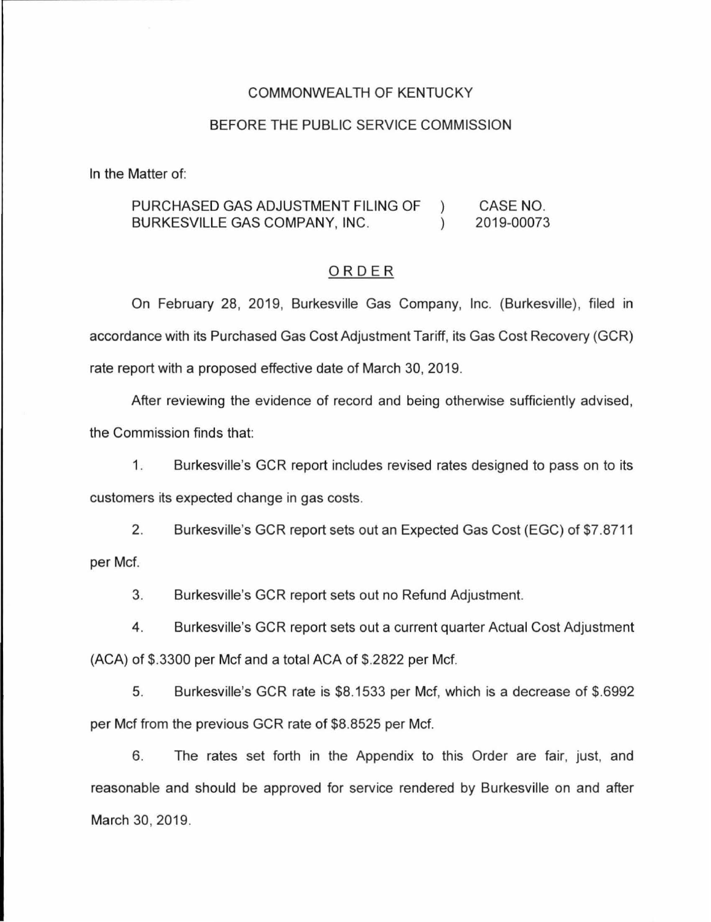COMMONWEALTH OF KENTUCKY

BEFORE THE PUBLIC SERVICE COMMISSION

In the Matter of:

| | | |
|---|---|---|
| PURCHASED GAS ADJUSTMENT FILING OF BURKESVILLE GAS COMPANY, INC. | ) ) | CASE NO. 2019-00073 |

ORDER

On February 28, 2019, Burkesville Gas Company, Inc. (Burkesville), filed in accordance with its Purchased Gas Cost Adjustment Tariff, its Gas Cost Recovery (GCR) rate report with a proposed effective date of March 30, 2019.

After reviewing the evidence of record and being otherwise sufficiently advised, the Commission finds that:

1. Burkesville's GCR report includes revised rates designed to pass on to its customers its expected change in gas costs.

2. Burkesville's GCR report sets out an Expected Gas Cost (EGC) of $7.8711 per Mcf.

3. Burkesville's GCR report sets out no Refund Adjustment.

4. Burkesville's GCR report sets out a current quarter Actual Cost Adjustment (ACA) of $.3300 per Mcf and a total ACA of $.2822 per Mcf.

5. Burkesville's GCR rate is $8.1533 per Mcf, which is a decrease of $.6992 per Mcf from the previous GCR rate of $8.8525 per Mcf.

6. The rates set forth in the Appendix to this Order are fair, just, and reasonable and should be approved for service rendered by Burkesville on and after March 30, 2019.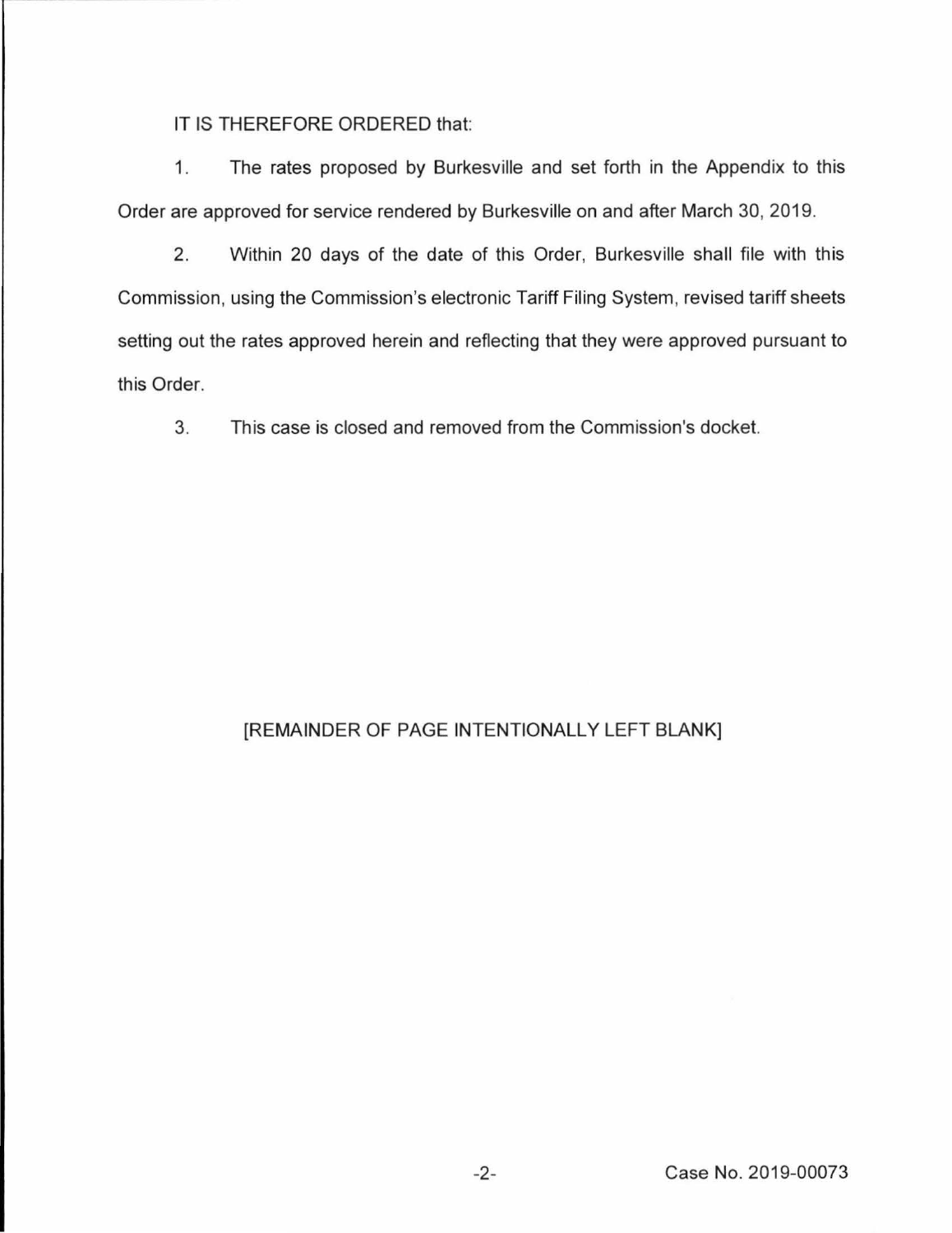IT IS THEREFORE ORDERED that:

1. The rates proposed by Burkesville and set forth in the Appendix to this Order are approved for service rendered by Burkesville on and after March 30, 2019.

2. Within 20 days of the date of this Order, Burkesville shall file with this Commission, using the Commission's electronic Tariff Filing System, revised tariff sheets setting out the rates approved herein and reflecting that they were approved pursuant to this Order.

3. This case is closed and removed from the Commission's docket.

[REMAINDER OF PAGE INTENTIONALLY LEFT BLANK]

Case No. 2019-00073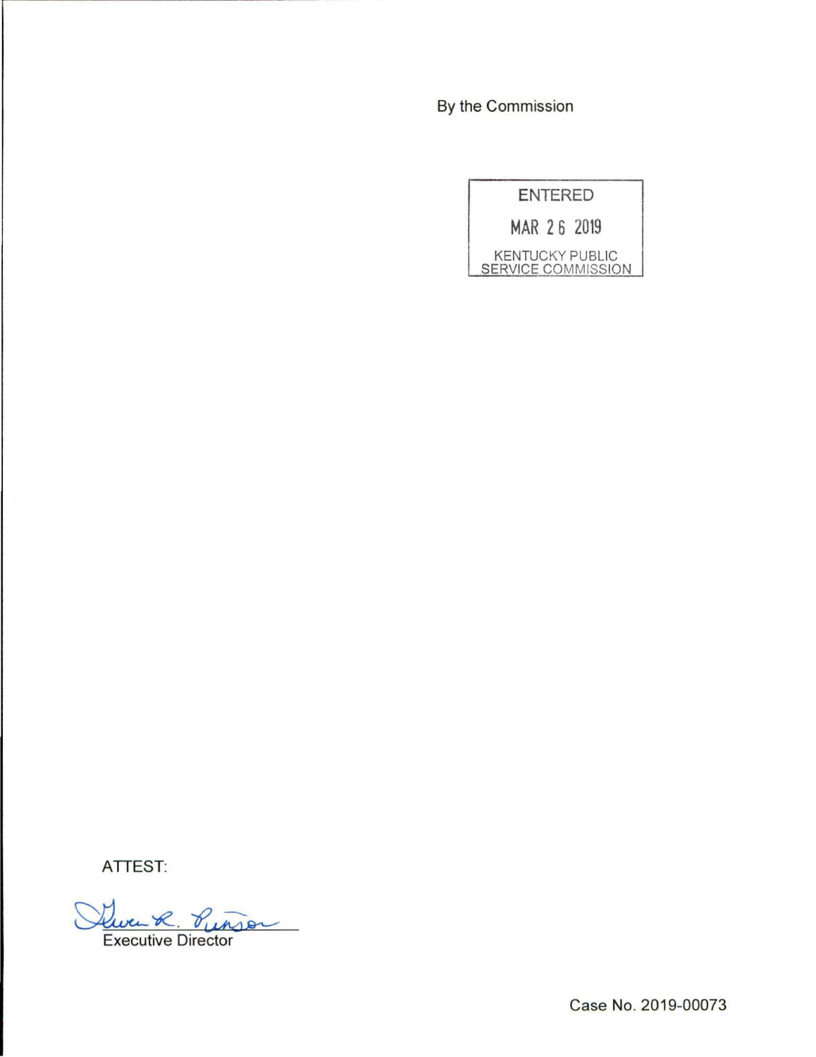By the Commission

ENTERED

MAR 26 2019

KENTUCKY PUBLIC SERVICE COMMISSION

ATTEST:

Gwen R. Pinson

Executive Director

Case No. 2019-00073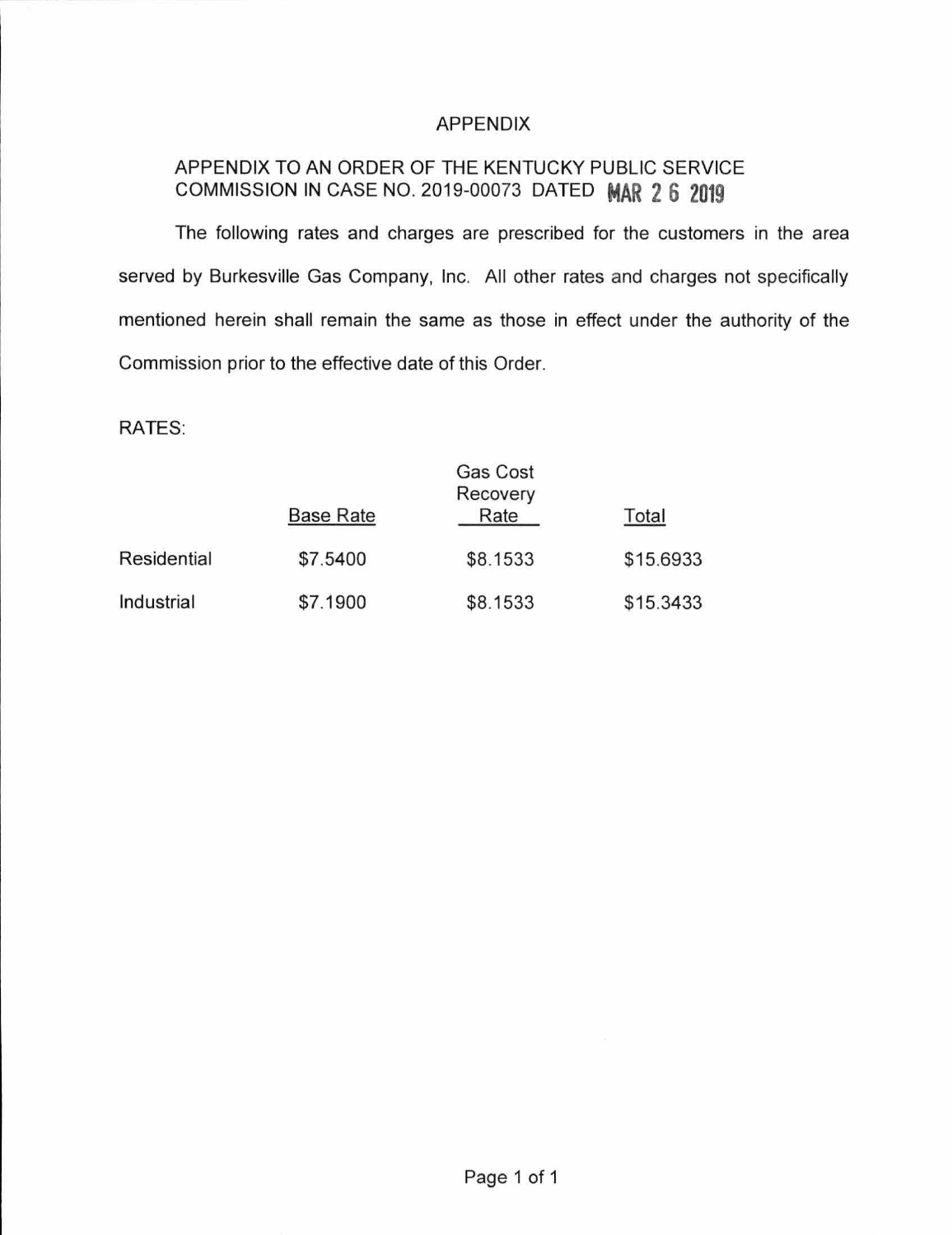# APPENDIX

APPENDIX TO AN ORDER OF THE KENTUCKY PUBLIC SERVICE COMMISSION IN CASE NO. 2019-00073 DATED MAR 26 2019

The following rates and charges are prescribed for the customers in the area served by Burkesville Gas Company, Inc. All other rates and charges not specifically mentioned herein shall remain the same as those in effect under the authority of the Commission prior to the effective date of this Order.

RATES:

| | Base Rate | Gas Cost Recovery Rate | Total |
|---|---|---|---|
| Residential | $7.5400 | $8.1533 | $15.6933 |
| Industrial | $7.1900 | $8.1533 | $15.3433 |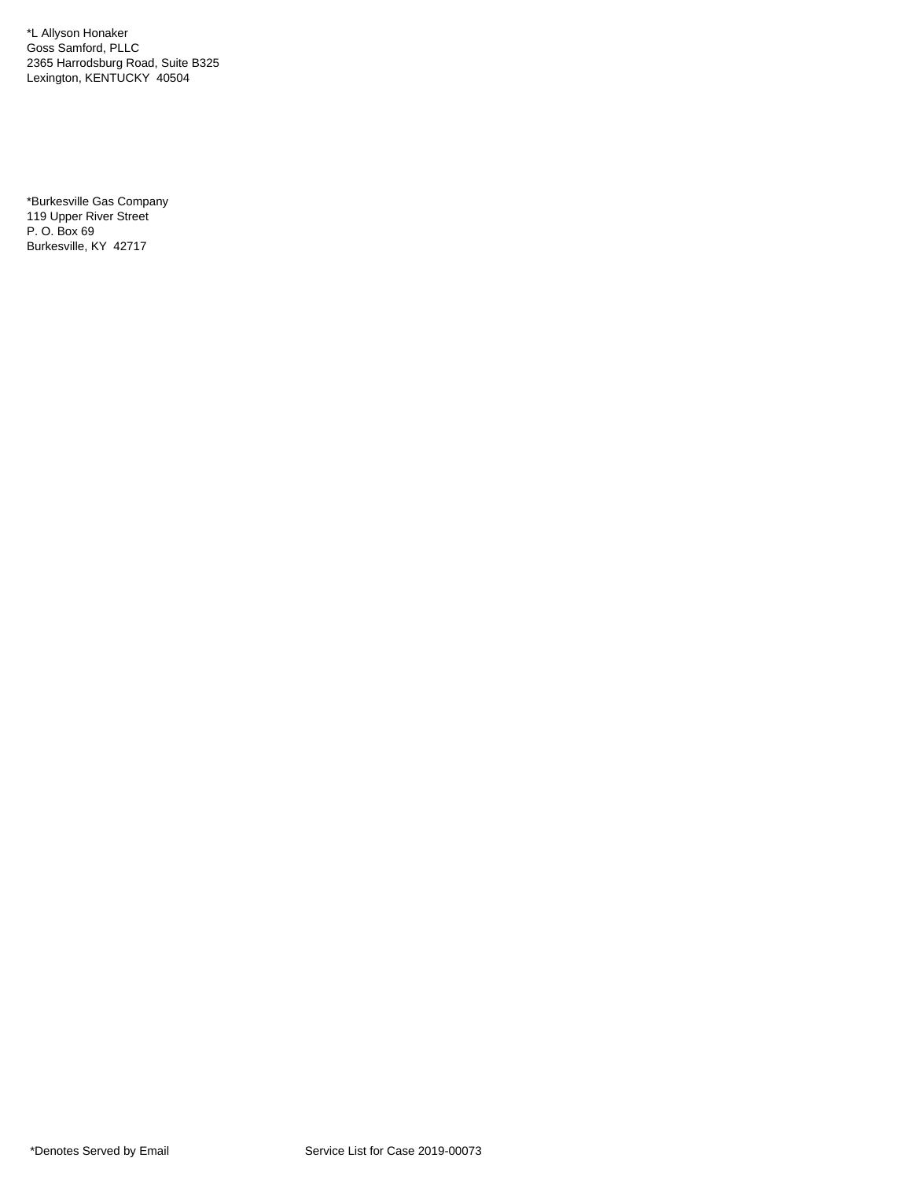*L Allyson Honaker  
Goss Samford, PLLC  
2365 Harrodsburg Road, Suite B325  
Lexington, KENTUCKY 40504

*Burkesville Gas Company  
119 Upper River Street  
P. O. Box 69  
Burkesville, KY 42717

*Denotes Served by Email

Service List for Case 2019-00073